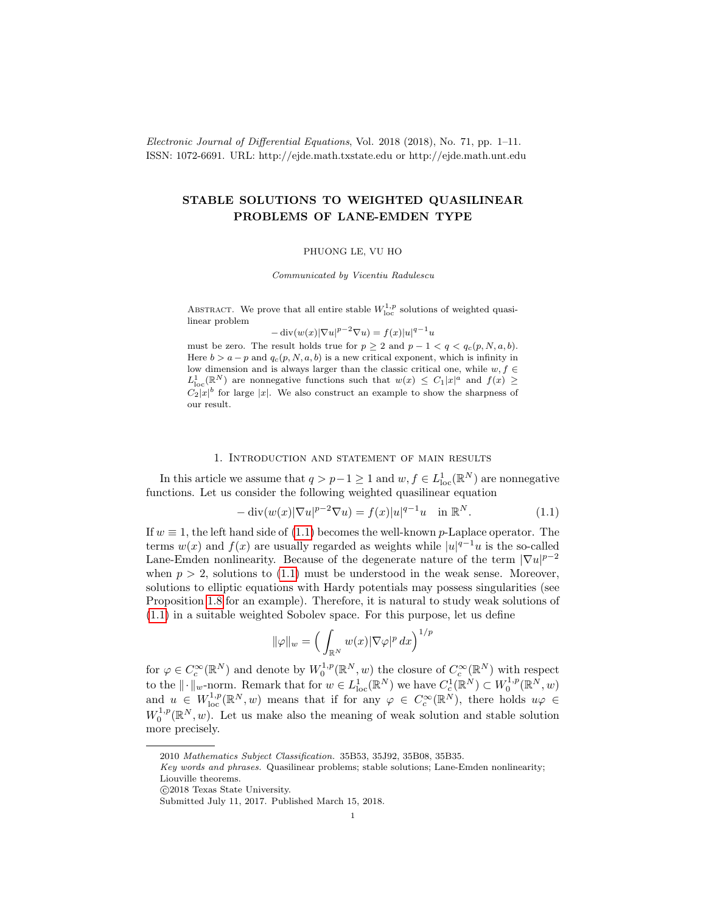# STABLE SOLUTIONS TO WEIGHTED QUASILINEAR PROBLEMS OF LANE-EMDEN TYPE

PHUONG LE, VU HO

*Communicated by Vicentiu Radulescu*

Abstract. We prove that all entire stable $W^{1,p}_{\rm loc}$ solutions of weighted quasilinear problem

$$-\operatorname{div}(w(x)|\nabla u|^{p-2}\nabla u) = f(x)|u|^{q-1}u$$

must be zero. The result holds true for $p \ge 2$ and $p-1 < q < q_c(p,N,a,b)$. Here $b > a-p$ and $q_c(p,N,a,b)$ is a new critical exponent, which is infinity in low dimension and is always larger than the classic critical one, while $w, f \in L^1_{\rm loc}(\mathbb{R}^N)$ are nonnegative functions such that $w(x) \le C_1|x|^a$ and $f(x) \ge C_2|x|^b$ for large $|x|$. We also construct an example to show the sharpness of our result.

## 1. Introduction and statement of main results

In this article we assume that $q > p-1 \ge 1$ and $w, f \in L^1_{\rm loc}(\mathbb{R}^N)$ are nonnegative functions. Let us consider the following weighted quasilinear equation

$$-\operatorname{div}(w(x)|\nabla u|^{p-2}\nabla u) = f(x)|u|^{q-1}u \quad \text{in } \mathbb{R}^N. \tag{1.1}$$

If $w \equiv 1$, the left hand side of (1.1) becomes the well-known $p$-Laplace operator. The terms $w(x)$ and $f(x)$ are usually regarded as weights while $|u|^{q-1}u$ is the so-called Lane-Emden nonlinearity. Because of the degenerate nature of the term $|\nabla u|^{p-2}$ when $p > 2$, solutions to (1.1) must be understood in the weak sense. Moreover, solutions to elliptic equations with Hardy potentials may possess singularities (see Proposition 1.8 for an example). Therefore, it is natural to study weak solutions of (1.1) in a suitable weighted Sobolev space. For this purpose, let us define

$$\|\varphi\|_w = \Big(\int_{\mathbb{R}^N} w(x)|\nabla\varphi|^p\,dx\Big)^{1/p}$$

for $\varphi \in C_c^\infty(\mathbb{R}^N)$ and denote by $W^{1,p}_0(\mathbb{R}^N, w)$ the closure of $C_c^\infty(\mathbb{R}^N)$ with respect to the $\|\cdot\|_w$-norm. Remark that for $w \in L^1_{\rm loc}(\mathbb{R}^N)$ we have $C^1_c(\mathbb{R}^N) \subset W^{1,p}_0(\mathbb{R}^N, w)$ and $u \in W^{1,p}_{\rm loc}(\mathbb{R}^N, w)$ means that if for any $\varphi \in C_c^\infty(\mathbb{R}^N)$, there holds $u\varphi \in W^{1,p}_0(\mathbb{R}^N, w)$. Let us make also the meaning of weak solution and stable solution more precisely.

---

2010 *Mathematics Subject Classification.* 35B53, 35J92, 35B08, 35B35.

*Key words and phrases.* Quasilinear problems; stable solutions; Lane-Emden nonlinearity; Liouville theorems.

©2018 Texas State University.

Submitted July 11, 2017. Published March 15, 2018.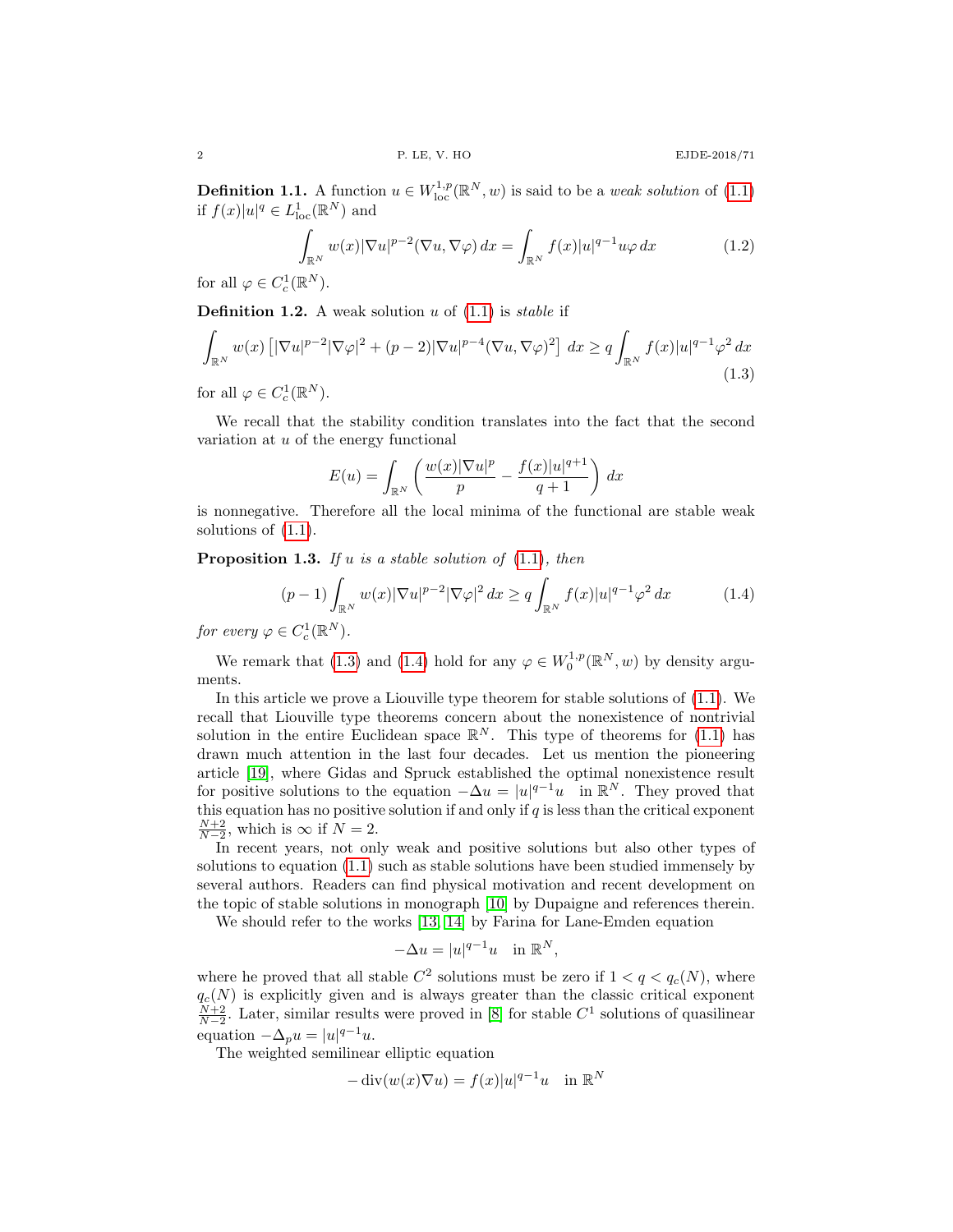**Definition 1.1.** A function $u \in W^{1,p}_{\rm loc}(\mathbb{R}^N, w)$ is said to be a *weak solution* of (1.1) if $f(x)|u|^q \in L^1_{\rm loc}(\mathbb{R}^N)$ and

$$\int_{\mathbb{R}^N} w(x)|\nabla u|^{p-2}(\nabla u, \nabla \varphi)\, dx = \int_{\mathbb{R}^N} f(x)|u|^{q-1}u\varphi\, dx \tag{1.2}$$

for all $\varphi \in C^1_c(\mathbb{R}^N)$.

**Definition 1.2.** A weak solution $u$ of (1.1) is *stable* if

$$\int_{\mathbb{R}^N} w(x)\left[|\nabla u|^{p-2}|\nabla \varphi|^2 + (p-2)|\nabla u|^{p-4}(\nabla u, \nabla \varphi)^2\right]\, dx \ge q\int_{\mathbb{R}^N} f(x)|u|^{q-1}\varphi^2\, dx \tag{1.3}$$

for all $\varphi \in C^1_c(\mathbb{R}^N)$.

We recall that the stability condition translates into the fact that the second variation at $u$ of the energy functional

$$E(u) = \int_{\mathbb{R}^N}\left(\frac{w(x)|\nabla u|^p}{p} - \frac{f(x)|u|^{q+1}}{q+1}\right)\, dx$$

is nonnegative. Therefore all the local minima of the functional are stable weak solutions of (1.1).

**Proposition 1.3.** *If $u$ is a stable solution of (1.1), then*

$$(p-1)\int_{\mathbb{R}^N} w(x)|\nabla u|^{p-2}|\nabla \varphi|^2\, dx \ge q\int_{\mathbb{R}^N} f(x)|u|^{q-1}\varphi^2\, dx \tag{1.4}$$

*for every $\varphi \in C^1_c(\mathbb{R}^N)$.*

We remark that (1.3) and (1.4) hold for any $\varphi \in W^{1,p}_0(\mathbb{R}^N, w)$ by density arguments.

In this article we prove a Liouville type theorem for stable solutions of (1.1). We recall that Liouville type theorems concern about the nonexistence of nontrivial solution in the entire Euclidean space $\mathbb{R}^N$. This type of theorems for (1.1) has drawn much attention in the last four decades. Let us mention the pioneering article [19], where Gidas and Spruck established the optimal nonexistence result for positive solutions to the equation $-\Delta u = |u|^{q-1}u$ in $\mathbb{R}^N$. They proved that this equation has no positive solution if and only if $q$ is less than the critical exponent $\frac{N+2}{N-2}$, which is $\infty$ if $N = 2$.

In recent years, not only weak and positive solutions but also other types of solutions to equation (1.1) such as stable solutions have been studied immensely by several authors. Readers can find physical motivation and recent development on the topic of stable solutions in monograph [10] by Dupaigne and references therein.

We should refer to the works [13, 14] by Farina for Lane-Emden equation

$$-\Delta u = |u|^{q-1}u \quad \text{in } \mathbb{R}^N,$$

where he proved that all stable $C^2$ solutions must be zero if $1 < q < q_c(N)$, where $q_c(N)$ is explicitly given and is always greater than the classic critical exponent $\frac{N+2}{N-2}$. Later, similar results were proved in [8] for stable $C^1$ solutions of quasilinear equation $-\Delta_p u = |u|^{q-1}u$.

The weighted semilinear elliptic equation

$$-\operatorname{div}(w(x)\nabla u) = f(x)|u|^{q-1}u \quad \text{in } \mathbb{R}^N$$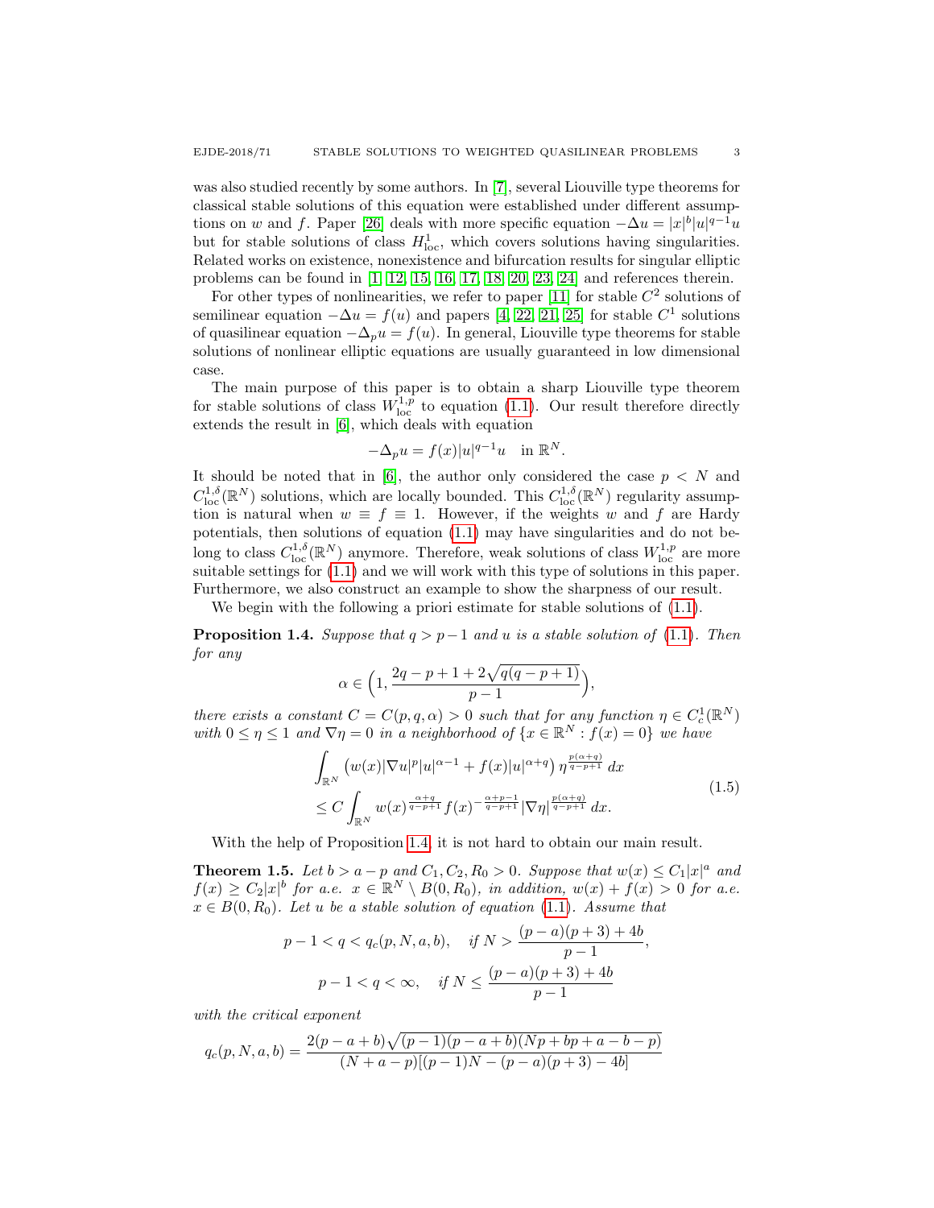was also studied recently by some authors. In [7], several Liouville type theorems for classical stable solutions of this equation were established under different assumptions on $w$ and $f$. Paper [26] deals with more specific equation $-\Delta u = |x|^b|u|^{q-1}u$ but for stable solutions of class $H^1_{\rm loc}$, which covers solutions having singularities. Related works on existence, nonexistence and bifurcation results for singular elliptic problems can be found in [1, 12, 15, 16, 17, 18, 20, 23, 24] and references therein.

For other types of nonlinearities, we refer to paper [11] for stable $C^2$ solutions of semilinear equation $-\Delta u = f(u)$ and papers [4, 22, 21, 25] for stable $C^1$ solutions of quasilinear equation $-\Delta_p u = f(u)$. In general, Liouville type theorems for stable solutions of nonlinear elliptic equations are usually guaranteed in low dimensional case.

The main purpose of this paper is to obtain a sharp Liouville type theorem for stable solutions of class $W^{1,p}_{\rm loc}$ to equation (1.1). Our result therefore directly extends the result in [6], which deals with equation

$$-\Delta_p u = f(x)|u|^{q-1}u \quad \text{in } \mathbb{R}^N.$$

It should be noted that in [6], the author only considered the case $p < N$ and $C^{1,\delta}_{\rm loc}(\mathbb{R}^N)$ solutions, which are locally bounded. This $C^{1,\delta}_{\rm loc}(\mathbb{R}^N)$ regularity assumption is natural when $w \equiv f \equiv 1$. However, if the weights $w$ and $f$ are Hardy potentials, then solutions of equation (1.1) may have singularities and do not belong to class $C^{1,\delta}_{\rm loc}(\mathbb{R}^N)$ anymore. Therefore, weak solutions of class $W^{1,p}_{\rm loc}$ are more suitable settings for (1.1) and we will work with this type of solutions in this paper. Furthermore, we also construct an example to show the sharpness of our result.

We begin with the following a priori estimate for stable solutions of (1.1).

**Proposition 1.4.** *Suppose that $q > p-1$ and $u$ is a stable solution of (1.1). Then for any*

$$\alpha \in \Big(1, \frac{2q-p+1+2\sqrt{q(q-p+1)}}{p-1}\Big),$$

*there exists a constant $C = C(p,q,\alpha) > 0$ such that for any function $\eta \in C^1_c(\mathbb{R}^N)$ with $0 \le \eta \le 1$ and $\nabla\eta = 0$ in a neighborhood of $\{x \in \mathbb{R}^N : f(x) = 0\}$ we have*

$$\begin{aligned}
&\int_{\mathbb{R}^N} \left(w(x)|\nabla u|^p|u|^{\alpha-1} + f(x)|u|^{\alpha+q}\right)\eta^{\frac{p(\alpha+q)}{q-p+1}}\,dx \\
&\le C\int_{\mathbb{R}^N} w(x)^{\frac{\alpha+q}{q-p+1}} f(x)^{-\frac{\alpha+p-1}{q-p+1}}|\nabla\eta|^{\frac{p(\alpha+q)}{q-p+1}}\,dx.
\end{aligned} \tag{1.5}$$

With the help of Proposition 1.4, it is not hard to obtain our main result.

**Theorem 1.5.** *Let $b > a-p$ and $C_1, C_2, R_0 > 0$. Suppose that $w(x) \le C_1|x|^a$ and $f(x) \ge C_2|x|^b$ for a.e. $x \in \mathbb{R}^N \setminus B(0,R_0)$, in addition, $w(x)+f(x) > 0$ for a.e. $x \in B(0,R_0)$. Let $u$ be a stable solution of equation (1.1). Assume that*

$$p-1 < q < q_c(p,N,a,b), \quad \text{if } N > \frac{(p-a)(p+3)+4b}{p-1},$$

$$p-1 < q < \infty, \quad \text{if } N \le \frac{(p-a)(p+3)+4b}{p-1}$$

*with the critical exponent*

$$q_c(p,N,a,b) = \frac{2(p-a+b)\sqrt{(p-1)(p-a+b)(Np+bp+a-b-p)}}{(N+a-p)[(p-1)N-(p-a)(p+3)-4b]}$$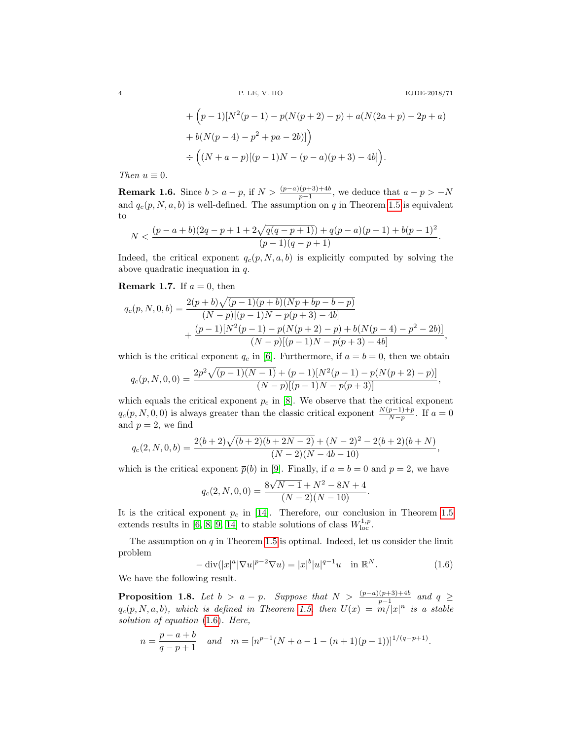$$
\begin{aligned}
&+ \Big(p-1)[N^2(p-1) - p(N(p+2)-p) + a(N(2a+p) - 2p + a) \\
&+ b(N(p-4) - p^2 + pa - 2b)]\Big) \\
&\div \Big((N+a-p)[(p-1)N - (p-a)(p+3) - 4b]\Big).
\end{aligned}
$$

*Then* $u \equiv 0$.

**Remark 1.6.** Since $b > a - p$, if $N > \frac{(p-a)(p+3)+4b}{p-1}$, we deduce that $a - p > -N$ and $q_c(p, N, a, b)$ is well-defined. The assumption on $q$ in Theorem 1.5 is equivalent to

$$
N < \frac{(p-a+b)(2q-p+1+2\sqrt{q(q-p+1)}) + q(p-a)(p-1) + b(p-1)^2}{(p-1)(q-p+1)}.
$$

Indeed, the critical exponent $q_c(p, N, a, b)$ is explicitly computed by solving the above quadratic inequation in $q$.

**Remark 1.7.** If $a = 0$, then

$$
\begin{aligned}
q_c(p, N, 0, b) = &\frac{2(p+b)\sqrt{(p-1)(p+b)(Np+bp-b-p)}}{(N-p)[(p-1)N - p(p+3) - 4b]} \\
&+ \frac{(p-1)[N^2(p-1) - p(N(p+2)-p) + b(N(p-4) - p^2 - 2b)]}{(N-p)[(p-1)N - p(p+3) - 4b]},
\end{aligned}
$$

which is the critical exponent $q_c$ in [6]. Furthermore, if $a = b = 0$, then we obtain

$$
q_c(p, N, 0, 0) = \frac{2p^2\sqrt{(p-1)(N-1)} + (p-1)[N^2(p-1) - p(N(p+2)-p)]}{(N-p)[(p-1)N - p(p+3)]},
$$

which equals the critical exponent $p_c$ in [8]. We observe that the critical exponent $q_c(p, N, 0, 0)$ is always greater than the classic critical exponent $\frac{N(p-1)+p}{N-p}$. If $a = 0$ and $p = 2$, we find

$$
q_c(2, N, 0, b) = \frac{2(b+2)\sqrt{(b+2)(b+2N-2)} + (N-2)^2 - 2(b+2)(b+N)}{(N-2)(N-4b-10)},
$$

which is the critical exponent $\overline{p}(b)$ in [9]. Finally, if $a = b = 0$ and $p = 2$, we have

$$
q_c(2, N, 0, 0) = \frac{8\sqrt{N-1} + N^2 - 8N + 4}{(N-2)(N-10)}.
$$

It is the critical exponent $p_c$ in [14]. Therefore, our conclusion in Theorem 1.5 extends results in [6, 8, 9, 14] to stable solutions of class $W^{1,p}_{\rm loc}$.

The assumption on $q$ in Theorem 1.5 is optimal. Indeed, let us consider the limit problem

$$
-\operatorname{div}(|x|^a |\nabla u|^{p-2}\nabla u) = |x|^b |u|^{q-1}u \quad \text{in } \mathbb{R}^N. \tag{1.6}
$$

We have the following result.

**Proposition 1.8.** *Let* $b > a - p$. *Suppose that* $N > \frac{(p-a)(p+3)+4b}{p-1}$ *and* $q \geq q_c(p, N, a, b)$, *which is defined in Theorem 1.5, then* $U(x) = m/|x|^n$ *is a stable solution of equation* (1.6). *Here,*

$$
n = \frac{p-a+b}{q-p+1} \quad \text{and} \quad m = [n^{p-1}(N+a-1-(n+1)(p-1))]^{1/(q-p+1)}.
$$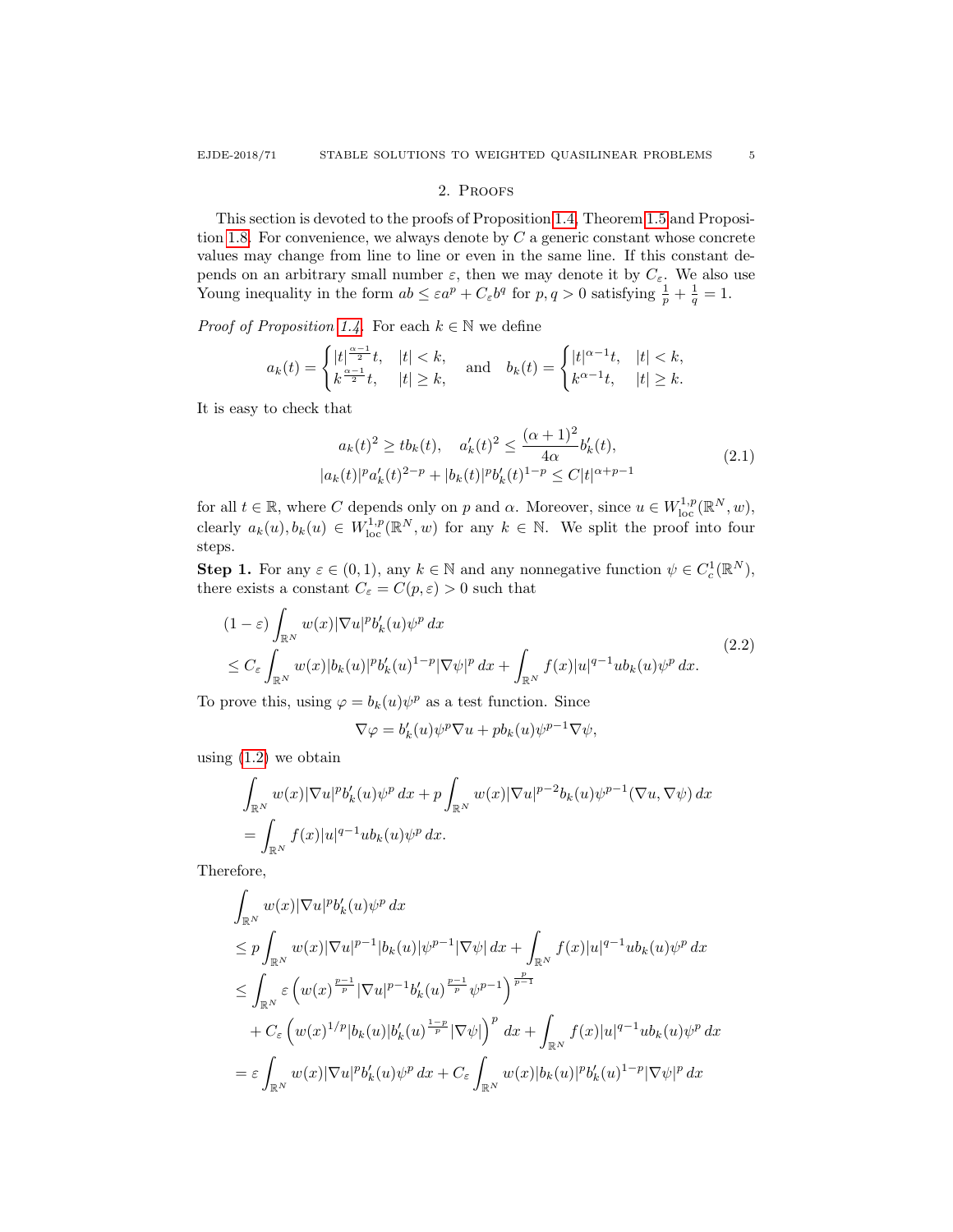## 2. Proofs

This section is devoted to the proofs of Proposition 1.4, Theorem 1.5 and Proposition 1.8. For convenience, we always denote by $C$ a generic constant whose concrete values may change from line to line or even in the same line. If this constant depends on an arbitrary small number $\varepsilon$, then we may denote it by $C_\varepsilon$. We also use Young inequality in the form $ab \le \varepsilon a^p + C_\varepsilon b^q$ for $p, q > 0$ satisfying $\frac{1}{p} + \frac{1}{q} = 1$.

*Proof of Proposition 1.4.* For each $k \in \mathbb{N}$ we define

$$a_k(t) = \begin{cases} |t|^{\frac{\alpha-1}{2}} t, & |t| < k, \\ k^{\frac{\alpha-1}{2}} t, & |t| \ge k, \end{cases} \quad \text{and} \quad b_k(t) = \begin{cases} |t|^{\alpha-1} t, & |t| < k, \\ k^{\alpha-1} t, & |t| \ge k. \end{cases}$$

It is easy to check that

$$\begin{gathered} a_k(t)^2 \ge t b_k(t), \quad a_k'(t)^2 \le \frac{(\alpha+1)^2}{4\alpha} b_k'(t), \\ |a_k(t)|^p a_k'(t)^{2-p} + |b_k(t)|^p b_k'(t)^{1-p} \le C|t|^{\alpha+p-1} \end{gathered} \tag{2.1}$$

for all $t \in \mathbb{R}$, where $C$ depends only on $p$ and $\alpha$. Moreover, since $u \in W^{1,p}_{\rm loc}(\mathbb{R}^N, w)$, clearly $a_k(u), b_k(u) \in W^{1,p}_{\rm loc}(\mathbb{R}^N, w)$ for any $k \in \mathbb{N}$. We split the proof into four steps.

**Step 1.** For any $\varepsilon \in (0,1)$, any $k \in \mathbb{N}$ and any nonnegative function $\psi \in C^1_c(\mathbb{R}^N)$, there exists a constant $C_\varepsilon = C(p, \varepsilon) > 0$ such that

$$\begin{aligned} &(1-\varepsilon) \int_{\mathbb{R}^N} w(x) |\nabla u|^p b_k'(u) \psi^p \, dx \\ &\le C_\varepsilon \int_{\mathbb{R}^N} w(x) |b_k(u)|^p b_k'(u)^{1-p} |\nabla \psi|^p \, dx + \int_{\mathbb{R}^N} f(x) |u|^{q-1} u b_k(u) \psi^p \, dx. \end{aligned} \tag{2.2}$$

To prove this, using $\varphi = b_k(u)\psi^p$ as a test function. Since

$$\nabla \varphi = b_k'(u) \psi^p \nabla u + p b_k(u) \psi^{p-1} \nabla \psi,$$

using (1.2) we obtain

$$\begin{aligned} &\int_{\mathbb{R}^N} w(x) |\nabla u|^p b_k'(u) \psi^p \, dx + p \int_{\mathbb{R}^N} w(x) |\nabla u|^{p-2} b_k(u) \psi^{p-1} (\nabla u, \nabla \psi) \, dx \\ &= \int_{\mathbb{R}^N} f(x) |u|^{q-1} u b_k(u) \psi^p \, dx. \end{aligned}$$

Therefore,

$$\begin{aligned} &\int_{\mathbb{R}^N} w(x) |\nabla u|^p b_k'(u) \psi^p \, dx \\ &\le p \int_{\mathbb{R}^N} w(x) |\nabla u|^{p-1} |b_k(u)| \psi^{p-1} |\nabla \psi| \, dx + \int_{\mathbb{R}^N} f(x) |u|^{q-1} u b_k(u) \psi^p \, dx \\ &\le \int_{\mathbb{R}^N} \varepsilon \left( w(x)^{\frac{p-1}{p}} |\nabla u|^{p-1} b_k'(u)^{\frac{p-1}{p}} \psi^{p-1} \right)^{\frac{p}{p-1}} \\ &\quad + C_\varepsilon \left( w(x)^{1/p} |b_k(u)| b_k'(u)^{\frac{1-p}{p}} |\nabla \psi| \right)^p \, dx + \int_{\mathbb{R}^N} f(x) |u|^{q-1} u b_k(u) \psi^p \, dx \\ &= \varepsilon \int_{\mathbb{R}^N} w(x) |\nabla u|^p b_k'(u) \psi^p \, dx + C_\varepsilon \int_{\mathbb{R}^N} w(x) |b_k(u)|^p b_k'(u)^{1-p} |\nabla \psi|^p \, dx \end{aligned}$$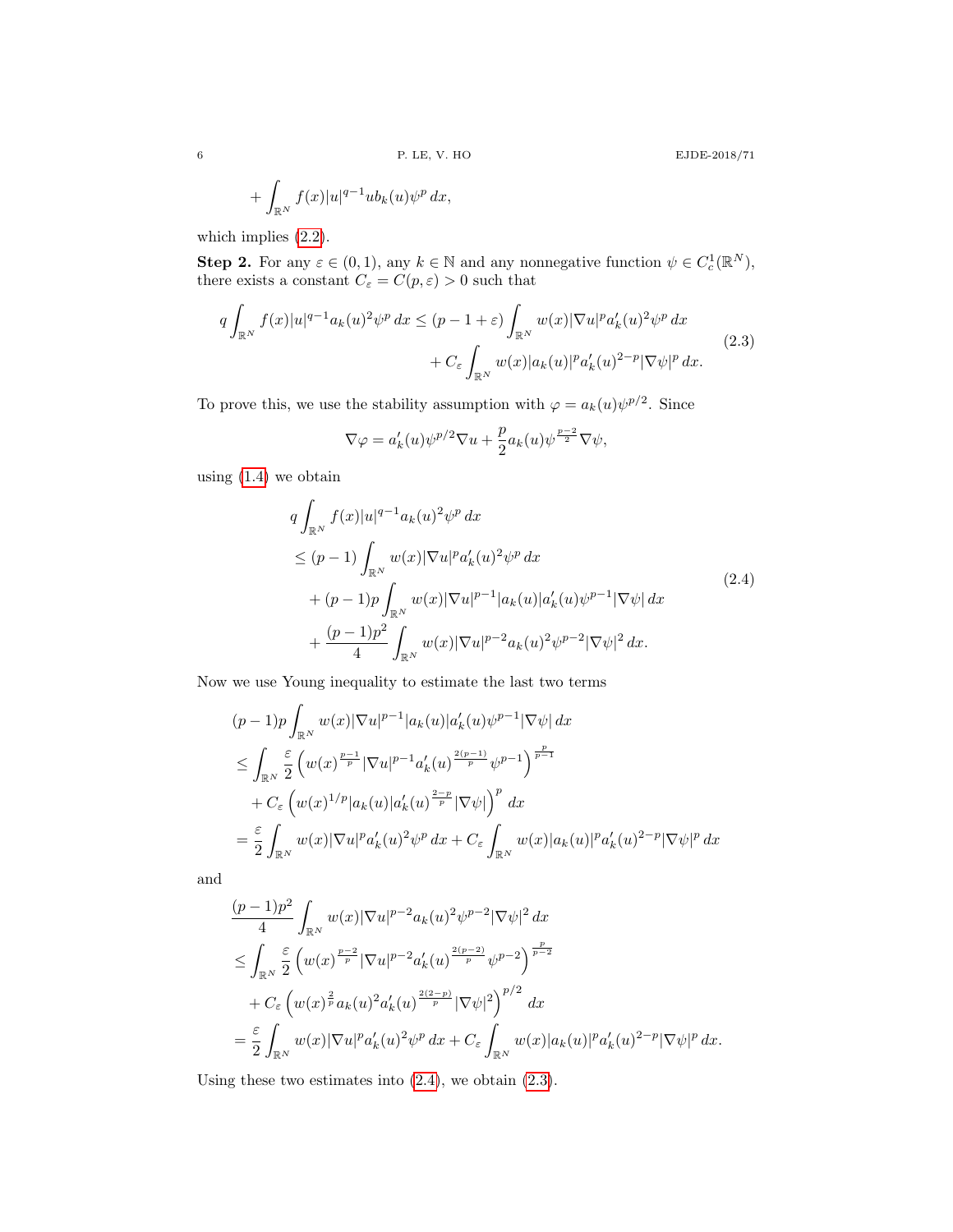$$+ \int_{\mathbb{R}^N} f(x)|u|^{q-1}ub_k(u)\psi^p\,dx,$$

which implies (2.2).

**Step 2.** For any $\varepsilon \in (0,1)$, any $k \in \mathbb{N}$ and any nonnegative function $\psi \in C_c^1(\mathbb{R}^N)$, there exists a constant $C_\varepsilon = C(p,\varepsilon) > 0$ such that

$$\begin{aligned} q\int_{\mathbb{R}^N} f(x)|u|^{q-1}a_k(u)^2\psi^p\,dx &\le (p-1+\varepsilon)\int_{\mathbb{R}^N} w(x)|\nabla u|^p a_k'(u)^2\psi^p\,dx \\ &\quad + C_\varepsilon \int_{\mathbb{R}^N} w(x)|a_k(u)|^p a_k'(u)^{2-p}|\nabla\psi|^p\,dx. \end{aligned} \tag{2.3}$$

To prove this, we use the stability assumption with $\varphi = a_k(u)\psi^{p/2}$. Since

$$\nabla\varphi = a_k'(u)\psi^{p/2}\nabla u + \frac{p}{2}a_k(u)\psi^{\frac{p-2}{2}}\nabla\psi,$$

using (1.4) we obtain

$$\begin{aligned} &q\int_{\mathbb{R}^N} f(x)|u|^{q-1}a_k(u)^2\psi^p\,dx \\ &\le (p-1)\int_{\mathbb{R}^N} w(x)|\nabla u|^p a_k'(u)^2\psi^p\,dx \\ &\quad + (p-1)p\int_{\mathbb{R}^N} w(x)|\nabla u|^{p-1}|a_k(u)|a_k'(u)\psi^{p-1}|\nabla\psi|\,dx \\ &\quad + \frac{(p-1)p^2}{4}\int_{\mathbb{R}^N} w(x)|\nabla u|^{p-2}a_k(u)^2\psi^{p-2}|\nabla\psi|^2\,dx. \end{aligned} \tag{2.4}$$

Now we use Young inequality to estimate the last two terms

$$\begin{aligned} &(p-1)p\int_{\mathbb{R}^N} w(x)|\nabla u|^{p-1}|a_k(u)|a_k'(u)\psi^{p-1}|\nabla\psi|\,dx \\ &\le \int_{\mathbb{R}^N} \frac{\varepsilon}{2}\Big(w(x)^{\frac{p-1}{p}}|\nabla u|^{p-1}a_k'(u)^{\frac{2(p-1)}{p}}\psi^{p-1}\Big)^{\frac{p}{p-1}} \\ &\quad + C_\varepsilon\Big(w(x)^{1/p}|a_k(u)|a_k'(u)^{\frac{2-p}{p}}|\nabla\psi|\Big)^p\,dx \\ &= \frac{\varepsilon}{2}\int_{\mathbb{R}^N} w(x)|\nabla u|^p a_k'(u)^2\psi^p\,dx + C_\varepsilon\int_{\mathbb{R}^N} w(x)|a_k(u)|^p a_k'(u)^{2-p}|\nabla\psi|^p\,dx \end{aligned}$$

and

$$\begin{aligned} &\frac{(p-1)p^2}{4}\int_{\mathbb{R}^N} w(x)|\nabla u|^{p-2}a_k(u)^2\psi^{p-2}|\nabla\psi|^2\,dx \\ &\le \int_{\mathbb{R}^N} \frac{\varepsilon}{2}\Big(w(x)^{\frac{p-2}{p}}|\nabla u|^{p-2}a_k'(u)^{\frac{2(p-2)}{p}}\psi^{p-2}\Big)^{\frac{p}{p-2}} \\ &\quad + C_\varepsilon\Big(w(x)^{\frac{2}{p}}a_k(u)^2a_k'(u)^{\frac{2(2-p)}{p}}|\nabla\psi|^2\Big)^{p/2}\,dx \\ &= \frac{\varepsilon}{2}\int_{\mathbb{R}^N} w(x)|\nabla u|^p a_k'(u)^2\psi^p\,dx + C_\varepsilon\int_{\mathbb{R}^N} w(x)|a_k(u)|^p a_k'(u)^{2-p}|\nabla\psi|^p\,dx. \end{aligned}$$

Using these two estimates into (2.4), we obtain (2.3).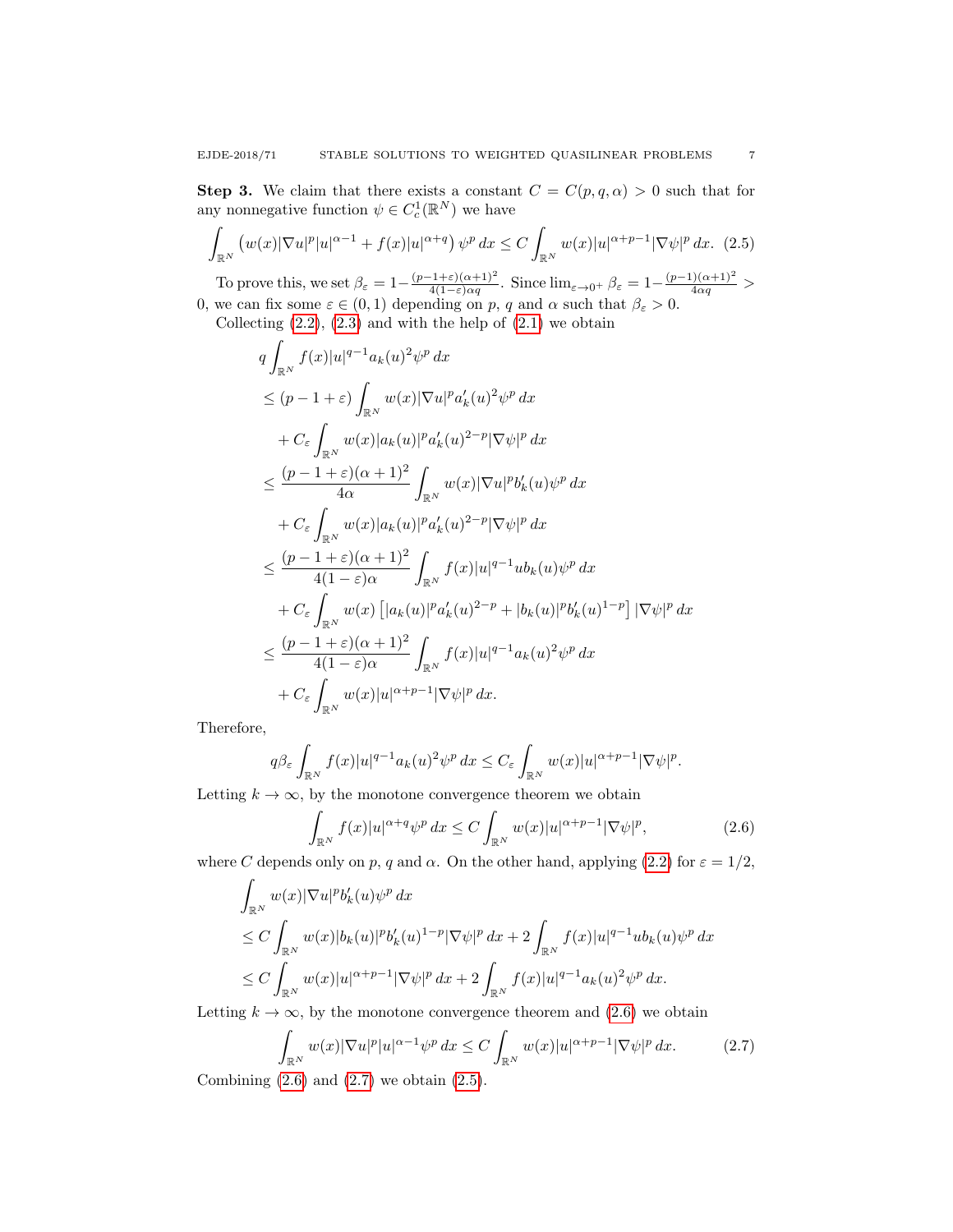**Step 3.** We claim that there exists a constant $C = C(p, q, \alpha) > 0$ such that for any nonnegative function $\psi \in C_c^1(\mathbb{R}^N)$ we have

$$\int_{\mathbb{R}^N} \left( w(x)|\nabla u|^p |u|^{\alpha-1} + f(x)|u|^{\alpha+q} \right) \psi^p \, dx \le C \int_{\mathbb{R}^N} w(x)|u|^{\alpha+p-1} |\nabla \psi|^p \, dx. \tag{2.5}$$

To prove this, we set $\beta_\varepsilon = 1 - \frac{(p-1+\varepsilon)(\alpha+1)^2}{4(1-\varepsilon)\alpha q}$. Since $\lim_{\varepsilon\to 0^+} \beta_\varepsilon = 1 - \frac{(p-1)(\alpha+1)^2}{4\alpha q} > 0$, we can fix some $\varepsilon \in (0, 1)$ depending on $p$, $q$ and $\alpha$ such that $\beta_\varepsilon > 0$.

Collecting (2.2), (2.3) and with the help of (2.1) we obtain

$$\begin{aligned}
& q \int_{\mathbb{R}^N} f(x)|u|^{q-1} a_k(u)^2 \psi^p \, dx \\
& \le (p - 1 + \varepsilon) \int_{\mathbb{R}^N} w(x)|\nabla u|^p a_k'(u)^2 \psi^p \, dx \\
& \quad + C_\varepsilon \int_{\mathbb{R}^N} w(x)|a_k(u)|^p a_k'(u)^{2-p} |\nabla \psi|^p \, dx \\
& \le \frac{(p-1+\varepsilon)(\alpha+1)^2}{4\alpha} \int_{\mathbb{R}^N} w(x)|\nabla u|^p b_k'(u) \psi^p \, dx \\
& \quad + C_\varepsilon \int_{\mathbb{R}^N} w(x)|a_k(u)|^p a_k'(u)^{2-p} |\nabla \psi|^p \, dx \\
& \le \frac{(p-1+\varepsilon)(\alpha+1)^2}{4(1-\varepsilon)\alpha} \int_{\mathbb{R}^N} f(x)|u|^{q-1} u b_k(u) \psi^p \, dx \\
& \quad + C_\varepsilon \int_{\mathbb{R}^N} w(x) \left[ |a_k(u)|^p a_k'(u)^{2-p} + |b_k(u)|^p b_k'(u)^{1-p} \right] |\nabla \psi|^p \, dx \\
& \le \frac{(p-1+\varepsilon)(\alpha+1)^2}{4(1-\varepsilon)\alpha} \int_{\mathbb{R}^N} f(x)|u|^{q-1} a_k(u)^2 \psi^p \, dx \\
& \quad + C_\varepsilon \int_{\mathbb{R}^N} w(x)|u|^{\alpha+p-1} |\nabla \psi|^p \, dx.
\end{aligned}$$

Therefore,

$$q\beta_\varepsilon \int_{\mathbb{R}^N} f(x)|u|^{q-1} a_k(u)^2 \psi^p \, dx \le C_\varepsilon \int_{\mathbb{R}^N} w(x)|u|^{\alpha+p-1} |\nabla \psi|^p.$$

Letting $k \to \infty$, by the monotone convergence theorem we obtain

$$\int_{\mathbb{R}^N} f(x)|u|^{\alpha+q} \psi^p \, dx \le C \int_{\mathbb{R}^N} w(x)|u|^{\alpha+p-1} |\nabla \psi|^p, \tag{2.6}$$

where $C$ depends only on $p$, $q$ and $\alpha$. On the other hand, applying (2.2) for $\varepsilon = 1/2$,

$$\begin{aligned}
& \int_{\mathbb{R}^N} w(x)|\nabla u|^p b_k'(u) \psi^p \, dx \\
& \le C \int_{\mathbb{R}^N} w(x)|b_k(u)|^p b_k'(u)^{1-p} |\nabla \psi|^p \, dx + 2 \int_{\mathbb{R}^N} f(x)|u|^{q-1} u b_k(u) \psi^p \, dx \\
& \le C \int_{\mathbb{R}^N} w(x)|u|^{\alpha+p-1} |\nabla \psi|^p \, dx + 2 \int_{\mathbb{R}^N} f(x)|u|^{q-1} a_k(u)^2 \psi^p \, dx.
\end{aligned}$$

Letting $k \to \infty$, by the monotone convergence theorem and (2.6) we obtain

$$\int_{\mathbb{R}^N} w(x)|\nabla u|^p |u|^{\alpha-1} \psi^p \, dx \le C \int_{\mathbb{R}^N} w(x)|u|^{\alpha+p-1} |\nabla \psi|^p \, dx. \tag{2.7}$$

Combining (2.6) and (2.7) we obtain (2.5).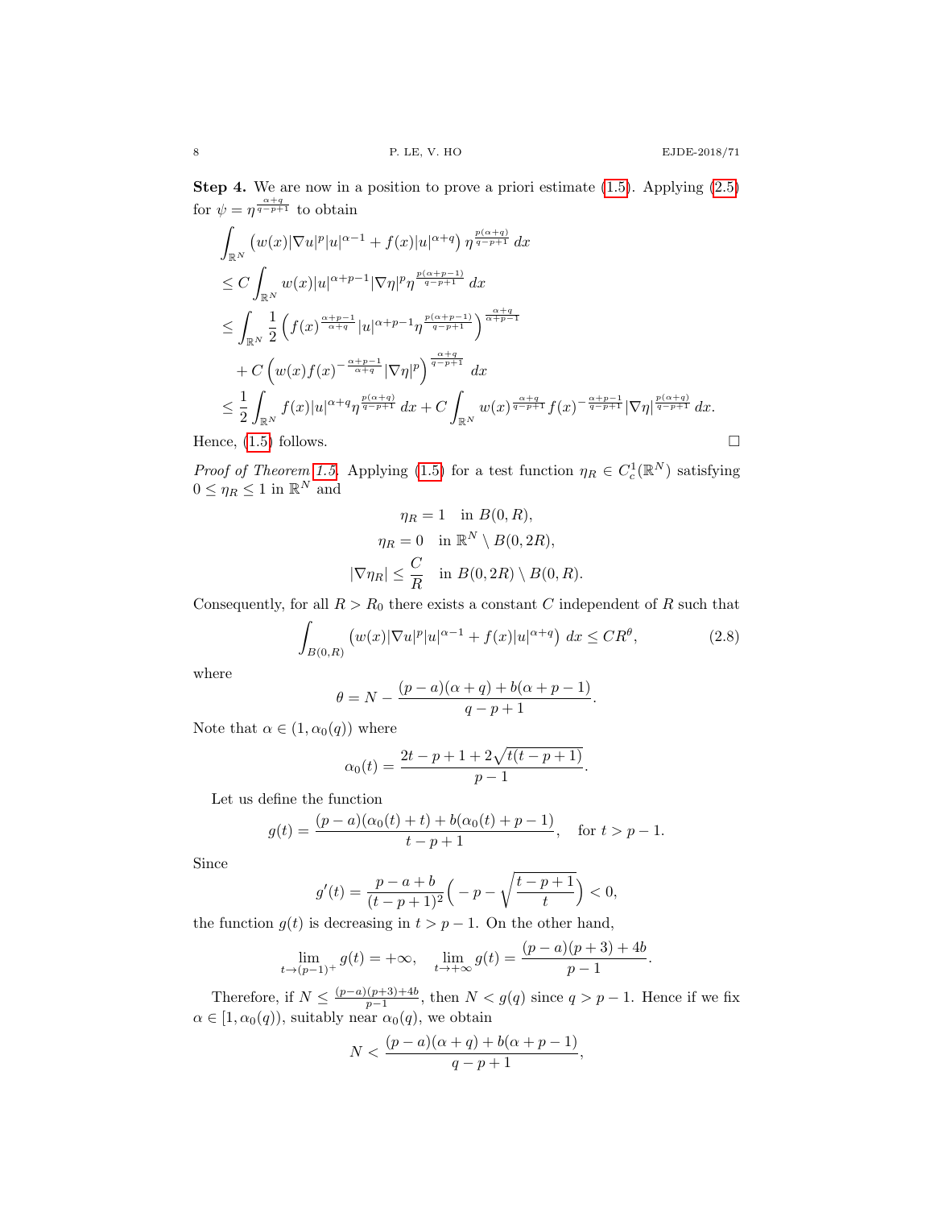**Step 4.** We are now in a position to prove a priori estimate (1.5). Applying (2.5) for $\psi = \eta^{\frac{\alpha+q}{q-p+1}}$ to obtain

$$
\begin{aligned}
&\int_{\mathbb{R}^N} \left( w(x)|\nabla u|^p |u|^{\alpha-1} + f(x)|u|^{\alpha+q} \right) \eta^{\frac{p(\alpha+q)}{q-p+1}}\, dx \\
&\le C \int_{\mathbb{R}^N} w(x)|u|^{\alpha+p-1} |\nabla \eta|^p \eta^{\frac{p(\alpha+p-1)}{q-p+1}}\, dx \\
&\le \int_{\mathbb{R}^N} \frac{1}{2} \left( f(x)^{\frac{\alpha+p-1}{\alpha+q}} |u|^{\alpha+p-1} \eta^{\frac{p(\alpha+p-1)}{q-p+1}} \right)^{\frac{\alpha+q}{\alpha+p-1}} \\
&\quad + C \left( w(x) f(x)^{-\frac{\alpha+p-1}{\alpha+q}} |\nabla \eta|^p \right)^{\frac{\alpha+q}{q-p+1}}\, dx \\
&\le \frac{1}{2} \int_{\mathbb{R}^N} f(x)|u|^{\alpha+q} \eta^{\frac{p(\alpha+q)}{q-p+1}}\, dx + C \int_{\mathbb{R}^N} w(x)^{\frac{\alpha+q}{q-p+1}} f(x)^{-\frac{\alpha+p-1}{q-p+1}} |\nabla \eta|^{\frac{p(\alpha+q)}{q-p+1}}\, dx.
\end{aligned}
$$

Hence, (1.5) follows. $\square$

*Proof of Theorem 1.5.* Applying (1.5) for a test function $\eta_R \in C_c^1(\mathbb{R}^N)$ satisfying $0 \le \eta_R \le 1$ in $\mathbb{R}^N$ and

$$
\begin{aligned}
\eta_R &= 1 \quad \text{in } B(0,R), \\
\eta_R &= 0 \quad \text{in } \mathbb{R}^N \setminus B(0,2R), \\
|\nabla \eta_R| &\le \frac{C}{R} \quad \text{in } B(0,2R) \setminus B(0,R).
\end{aligned}
$$

Consequently, for all $R > R_0$ there exists a constant $C$ independent of $R$ such that

$$
\int_{B(0,R)} \left( w(x)|\nabla u|^p |u|^{\alpha-1} + f(x)|u|^{\alpha+q} \right) dx \le C R^{\theta}, \tag{2.8}
$$

where

$$
\theta = N - \frac{(p-a)(\alpha+q) + b(\alpha+p-1)}{q-p+1}.
$$

Note that $\alpha \in (1, \alpha_0(q))$ where

$$
\alpha_0(t) = \frac{2t - p + 1 + 2\sqrt{t(t-p+1)}}{p-1}.
$$

Let us define the function

$$
g(t) = \frac{(p-a)(\alpha_0(t) + t) + b(\alpha_0(t) + p - 1)}{t - p + 1}, \quad \text{for } t > p-1.
$$

Since

$$
g'(t) = \frac{p-a+b}{(t-p+1)^2} \Big( -p - \sqrt{\frac{t-p+1}{t}} \Big) < 0,
$$

the function $g(t)$ is decreasing in $t > p-1$. On the other hand,

$$
\lim_{t \to (p-1)^+} g(t) = +\infty, \quad \lim_{t \to +\infty} g(t) = \frac{(p-a)(p+3) + 4b}{p-1}.
$$

Therefore, if $N \le \frac{(p-a)(p+3)+4b}{p-1}$, then $N < g(q)$ since $q > p-1$. Hence if we fix $\alpha \in [1, \alpha_0(q))$, suitably near $\alpha_0(q)$, we obtain

$$
N < \frac{(p-a)(\alpha+q) + b(\alpha+p-1)}{q-p+1},
$$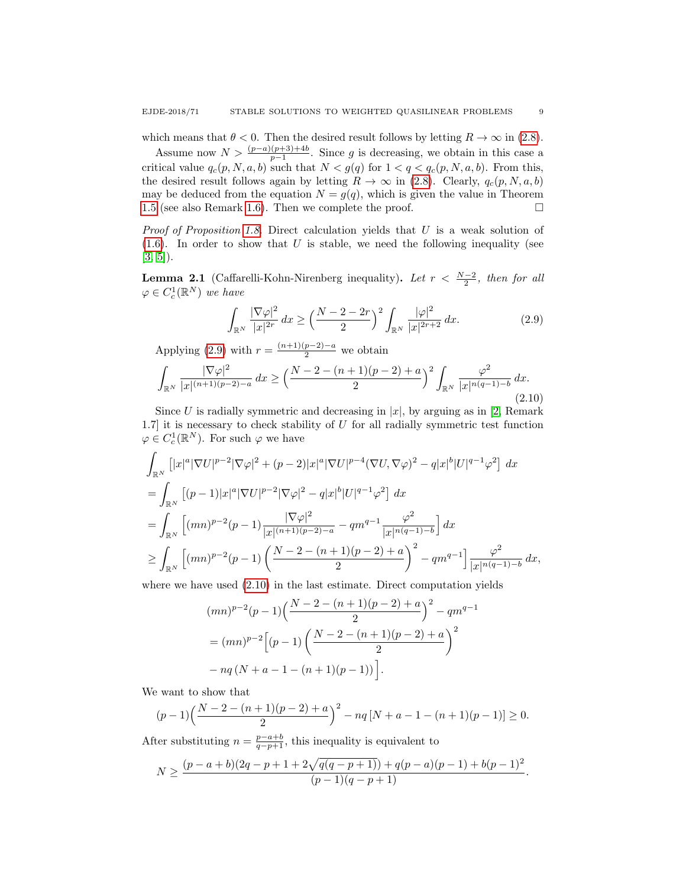which means that $\theta < 0$. Then the desired result follows by letting $R \to \infty$ in (2.8).

Assume now $N > \frac{(p-a)(p+3)+4b}{p-1}$. Since $g$ is decreasing, we obtain in this case a critical value $q_c(p, N, a, b)$ such that $N < g(q)$ for $1 < q < q_c(p, N, a, b)$. From this, the desired result follows again by letting $R \to \infty$ in (2.8). Clearly, $q_c(p, N, a, b)$ may be deduced from the equation $N = g(q)$, which is given the value in Theorem 1.5 (see also Remark 1.6). Then we complete the proof. $\square$

*Proof of Proposition 1.8.* Direct calculation yields that $U$ is a weak solution of (1.6). In order to show that $U$ is stable, we need the following inequality (see [3, 5]).

**Lemma 2.1** (Caffarelli-Kohn-Nirenberg inequality). *Let $r < \frac{N-2}{2}$, then for all $\varphi \in C_c^1(\mathbb{R}^N)$ we have*

$$\int_{\mathbb{R}^N} \frac{|\nabla\varphi|^2}{|x|^{2r}}\,dx \ge \Big(\frac{N-2-2r}{2}\Big)^2 \int_{\mathbb{R}^N} \frac{|\varphi|^2}{|x|^{2r+2}}\,dx. \tag{2.9}$$

Applying (2.9) with $r = \frac{(n+1)(p-2)-a}{2}$ we obtain

$$\int_{\mathbb{R}^N} \frac{|\nabla\varphi|^2}{|x|^{(n+1)(p-2)-a}}\,dx \ge \Big(\frac{N-2-(n+1)(p-2)+a}{2}\Big)^2 \int_{\mathbb{R}^N} \frac{\varphi^2}{|x|^{n(q-1)-b}}\,dx. \tag{2.10}$$

Since $U$ is radially symmetric and decreasing in $|x|$, by arguing as in [2, Remark 1.7] it is necessary to check stability of $U$ for all radially symmetric test function $\varphi \in C_c^1(\mathbb{R}^N)$. For such $\varphi$ we have

$$\begin{aligned}
&\int_{\mathbb{R}^N} \left[|x|^a|\nabla U|^{p-2}|\nabla\varphi|^2 + (p-2)|x|^a|\nabla U|^{p-4}(\nabla U, \nabla\varphi)^2 - q|x|^b|U|^{q-1}\varphi^2\right]\,dx \\
&= \int_{\mathbb{R}^N} \left[(p-1)|x|^a|\nabla U|^{p-2}|\nabla\varphi|^2 - q|x|^b|U|^{q-1}\varphi^2\right]\,dx \\
&= \int_{\mathbb{R}^N} \left[(mn)^{p-2}(p-1)\frac{|\nabla\varphi|^2}{|x|^{(n+1)(p-2)-a}} - qm^{q-1}\frac{\varphi^2}{|x|^{n(q-1)-b}}\right]dx \\
&\ge \int_{\mathbb{R}^N} \left[(mn)^{p-2}(p-1)\left(\frac{N-2-(n+1)(p-2)+a}{2}\right)^2 - qm^{q-1}\right]\frac{\varphi^2}{|x|^{n(q-1)-b}}\,dx,
\end{aligned}$$

where we have used (2.10) in the last estimate. Direct computation yields

$$\begin{aligned}
&(mn)^{p-2}(p-1)\Big(\frac{N-2-(n+1)(p-2)+a}{2}\Big)^2 - qm^{q-1} \\
&= (mn)^{p-2}\Big[(p-1)\left(\frac{N-2-(n+1)(p-2)+a}{2}\right)^2 \\
&\quad - nq\left(N+a-1-(n+1)(p-1)\right)\Big].
\end{aligned}$$

We want to show that

$$(p-1)\Big(\frac{N-2-(n+1)(p-2)+a}{2}\Big)^2 - nq\left[N+a-1-(n+1)(p-1)\right] \ge 0.$$

After substituting $n = \frac{p-a+b}{q-p+1}$, this inequality is equivalent to

$$N \ge \frac{(p-a+b)(2q-p+1+2\sqrt{q(q-p+1)}) + q(p-a)(p-1) + b(p-1)^2}{(p-1)(q-p+1)}.$$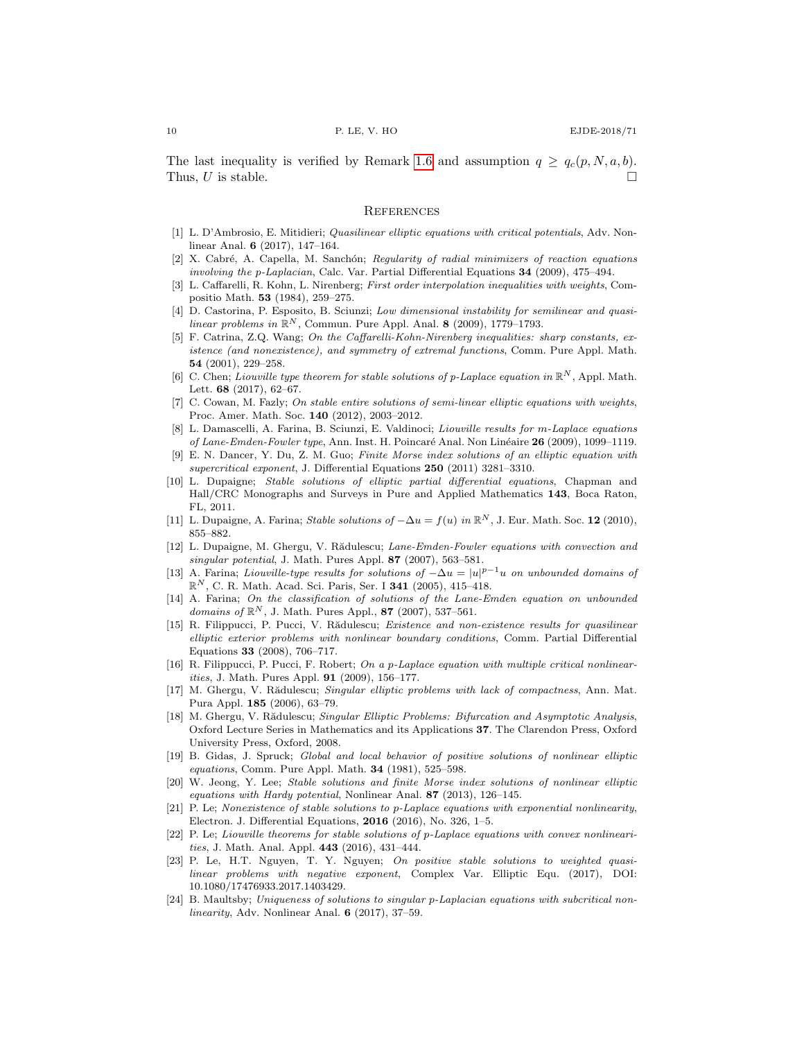The last inequality is verified by Remark 1.6 and assumption $q \geq q_c(p, N, a, b)$. Thus, $U$ is stable. $\square$

## References

[1] L. D'Ambrosio, E. Mitidieri; *Quasilinear elliptic equations with critical potentials*, Adv. Nonlinear Anal. **6** (2017), 147–164.

[2] X. Cabré, A. Capella, M. Sanchón; *Regularity of radial minimizers of reaction equations involving the p-Laplacian*, Calc. Var. Partial Differential Equations **34** (2009), 475–494.

[3] L. Caffarelli, R. Kohn, L. Nirenberg; *First order interpolation inequalities with weights*, Compositio Math. **53** (1984), 259–275.

[4] D. Castorina, P. Esposito, B. Sciunzi; *Low dimensional instability for semilinear and quasilinear problems in $\mathbb{R}^N$*, Commun. Pure Appl. Anal. **8** (2009), 1779–1793.

[5] F. Catrina, Z.Q. Wang; *On the Caffarelli-Kohn-Nirenberg inequalities: sharp constants, existence (and nonexistence), and symmetry of extremal functions*, Comm. Pure Appl. Math. **54** (2001), 229–258.

[6] C. Chen; *Liouville type theorem for stable solutions of p-Laplace equation in $\mathbb{R}^N$*, Appl. Math. Lett. **68** (2017), 62–67.

[7] C. Cowan, M. Fazly; *On stable entire solutions of semi-linear elliptic equations with weights*, Proc. Amer. Math. Soc. **140** (2012), 2003–2012.

[8] L. Damascelli, A. Farina, B. Sciunzi, E. Valdinoci; *Liouville results for m-Laplace equations of Lane-Emden-Fowler type*, Ann. Inst. H. Poincaré Anal. Non Linéaire **26** (2009), 1099–1119.

[9] E. N. Dancer, Y. Du, Z. M. Guo; *Finite Morse index solutions of an elliptic equation with supercritical exponent*, J. Differential Equations **250** (2011) 3281–3310.

[10] L. Dupaigne; *Stable solutions of elliptic partial differential equations*, Chapman and Hall/CRC Monographs and Surveys in Pure and Applied Mathematics **143**, Boca Raton, FL, 2011.

[11] L. Dupaigne, A. Farina; *Stable solutions of $-\Delta u = f(u)$ in $\mathbb{R}^N$*, J. Eur. Math. Soc. **12** (2010), 855–882.

[12] L. Dupaigne, M. Ghergu, V. Rădulescu; *Lane-Emden-Fowler equations with convection and singular potential*, J. Math. Pures Appl. **87** (2007), 563–581.

[13] A. Farina; *Liouville-type results for solutions of $-\Delta u = |u|^{p-1}u$ on unbounded domains of $\mathbb{R}^N$*, C. R. Math. Acad. Sci. Paris, Ser. I **341** (2005), 415–418.

[14] A. Farina; *On the classification of solutions of the Lane-Emden equation on unbounded domains of $\mathbb{R}^N$*, J. Math. Pures Appl., **87** (2007), 537–561.

[15] R. Filippucci, P. Pucci, V. Rădulescu; *Existence and non-existence results for quasilinear elliptic exterior problems with nonlinear boundary conditions*, Comm. Partial Differential Equations **33** (2008), 706–717.

[16] R. Filippucci, P. Pucci, F. Robert; *On a p-Laplace equation with multiple critical nonlinearities*, J. Math. Pures Appl. **91** (2009), 156–177.

[17] M. Ghergu, V. Rădulescu; *Singular elliptic problems with lack of compactness*, Ann. Mat. Pura Appl. **185** (2006), 63–79.

[18] M. Ghergu, V. Rădulescu; *Singular Elliptic Problems: Bifurcation and Asymptotic Analysis*, Oxford Lecture Series in Mathematics and its Applications **37**. The Clarendon Press, Oxford University Press, Oxford, 2008.

[19] B. Gidas, J. Spruck; *Global and local behavior of positive solutions of nonlinear elliptic equations*, Comm. Pure Appl. Math. **34** (1981), 525–598.

[20] W. Jeong, Y. Lee; *Stable solutions and finite Morse index solutions of nonlinear elliptic equations with Hardy potential*, Nonlinear Anal. **87** (2013), 126–145.

[21] P. Le; *Nonexistence of stable solutions to p-Laplace equations with exponential nonlinearity*, Electron. J. Differential Equations, **2016** (2016), No. 326, 1–5.

[22] P. Le; *Liouville theorems for stable solutions of p-Laplace equations with convex nonlinearities*, J. Math. Anal. Appl. **443** (2016), 431–444.

[23] P. Le, H.T. Nguyen, T. Y. Nguyen; *On positive stable solutions to weighted quasilinear problems with negative exponent*, Complex Var. Elliptic Equ. (2017), DOI: 10.1080/17476933.2017.1403429.

[24] B. Maultsby; *Uniqueness of solutions to singular p-Laplacian equations with subcritical nonlinearity*, Adv. Nonlinear Anal. **6** (2017), 37–59.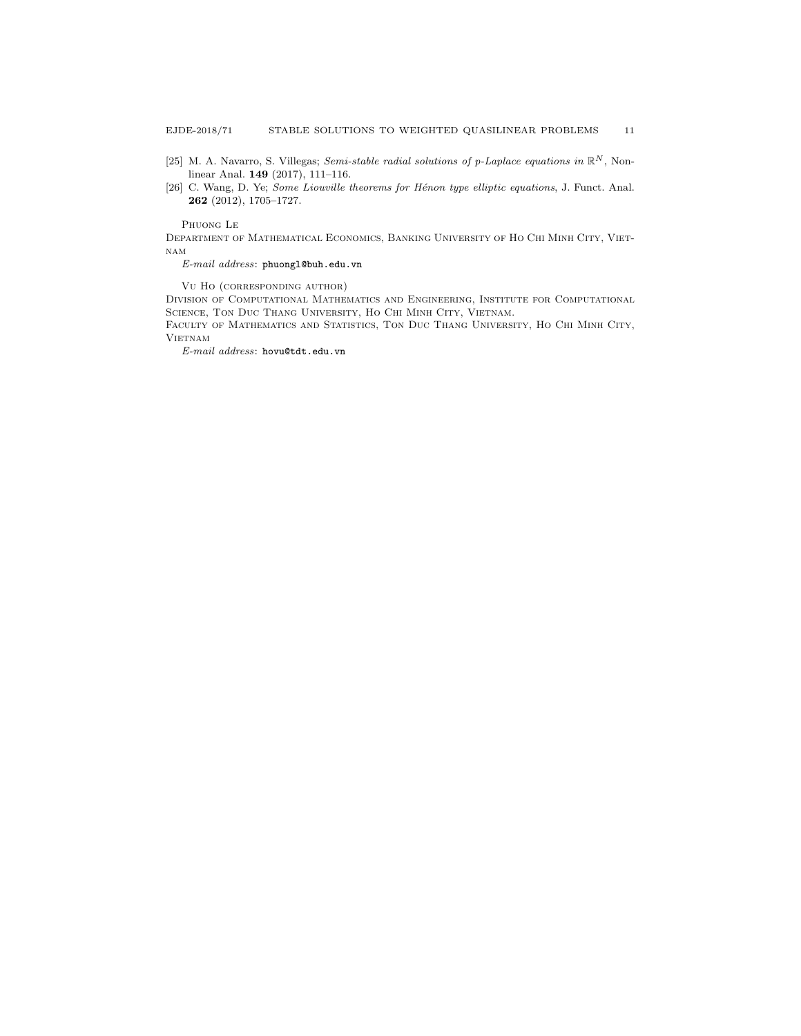[25] M. A. Navarro, S. Villegas; *Semi-stable radial solutions of p-Laplace equations in* $\mathbb{R}^N$, Nonlinear Anal. **149** (2017), 111–116.

[26] C. Wang, D. Ye; *Some Liouville theorems for Hénon type elliptic equations*, J. Funct. Anal. **262** (2012), 1705–1727.

Phuong Le
Department of Mathematical Economics, Banking University of Ho Chi Minh City, Vietnam
*E-mail address*: phuongl@buh.edu.vn

Vu Ho (corresponding author)
Division of Computational Mathematics and Engineering, Institute for Computational Science, Ton Duc Thang University, Ho Chi Minh City, Vietnam.
Faculty of Mathematics and Statistics, Ton Duc Thang University, Ho Chi Minh City, Vietnam
*E-mail address*: hovu@tdt.edu.vn